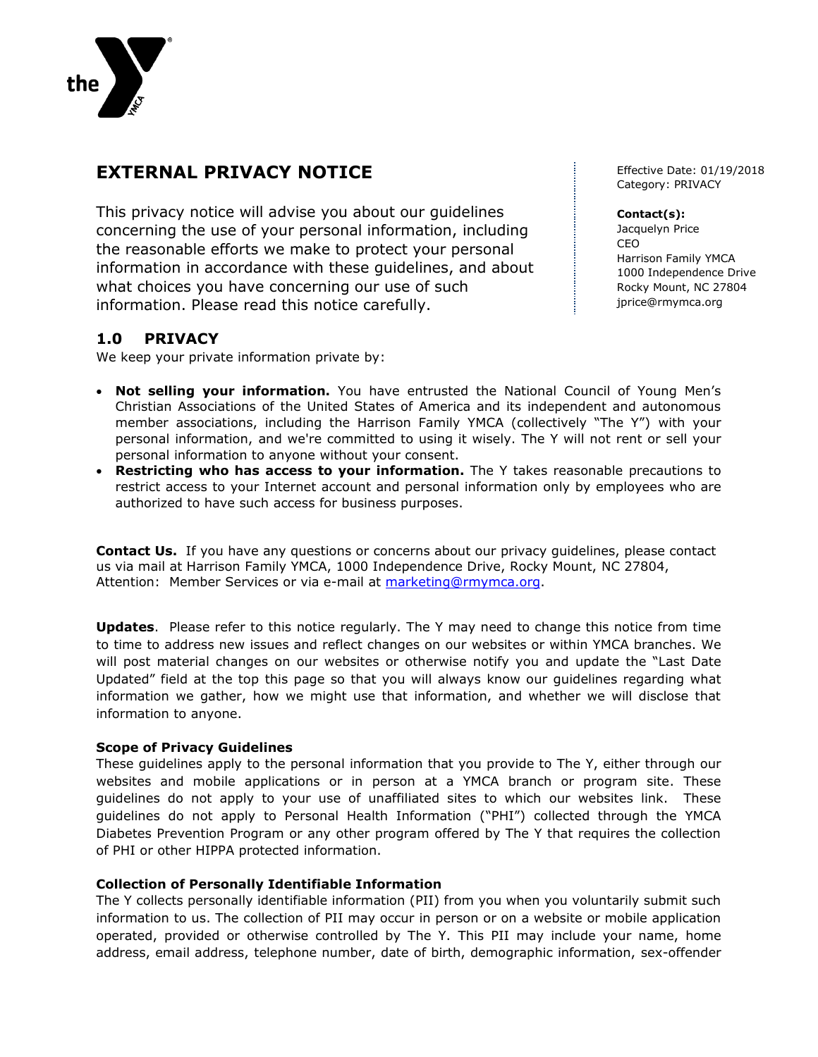# EXTERNAL PRIVACY NOTICE

Effective Date: 01/19/2018
Category: PRIVACY

**Contact(s):**
Jacquelyn Price
CEO
Harrison Family YMCA
1000 Independence Drive
Rocky Mount, NC 27804
jprice@rmymca.org

This privacy notice will advise you about our guidelines concerning the use of your personal information, including the reasonable efforts we make to protect your personal information in accordance with these guidelines, and about what choices you have concerning our use of such information. Please read this notice carefully.

## 1.0 PRIVACY

We keep your private information private by:

- **Not selling your information.** You have entrusted the National Council of Young Men's Christian Associations of the United States of America and its independent and autonomous member associations, including the Harrison Family YMCA (collectively "The Y") with your personal information, and we're committed to using it wisely. The Y will not rent or sell your personal information to anyone without your consent.
- **Restricting who has access to your information.** The Y takes reasonable precautions to restrict access to your Internet account and personal information only by employees who are authorized to have such access for business purposes.

**Contact Us.** If you have any questions or concerns about our privacy guidelines, please contact us via mail at Harrison Family YMCA, 1000 Independence Drive, Rocky Mount, NC 27804, Attention: Member Services or via e-mail at marketing@rmymca.org.

**Updates**. Please refer to this notice regularly. The Y may need to change this notice from time to time to address new issues and reflect changes on our websites or within YMCA branches. We will post material changes on our websites or otherwise notify you and update the "Last Date Updated" field at the top this page so that you will always know our guidelines regarding what information we gather, how we might use that information, and whether we will disclose that information to anyone.

**Scope of Privacy Guidelines**

These guidelines apply to the personal information that you provide to The Y, either through our websites and mobile applications or in person at a YMCA branch or program site. These guidelines do not apply to your use of unaffiliated sites to which our websites link. These guidelines do not apply to Personal Health Information ("PHI") collected through the YMCA Diabetes Prevention Program or any other program offered by The Y that requires the collection of PHI or other HIPPA protected information.

**Collection of Personally Identifiable Information**

The Y collects personally identifiable information (PII) from you when you voluntarily submit such information to us. The collection of PII may occur in person or on a website or mobile application operated, provided or otherwise controlled by The Y. This PII may include your name, home address, email address, telephone number, date of birth, demographic information, sex-offender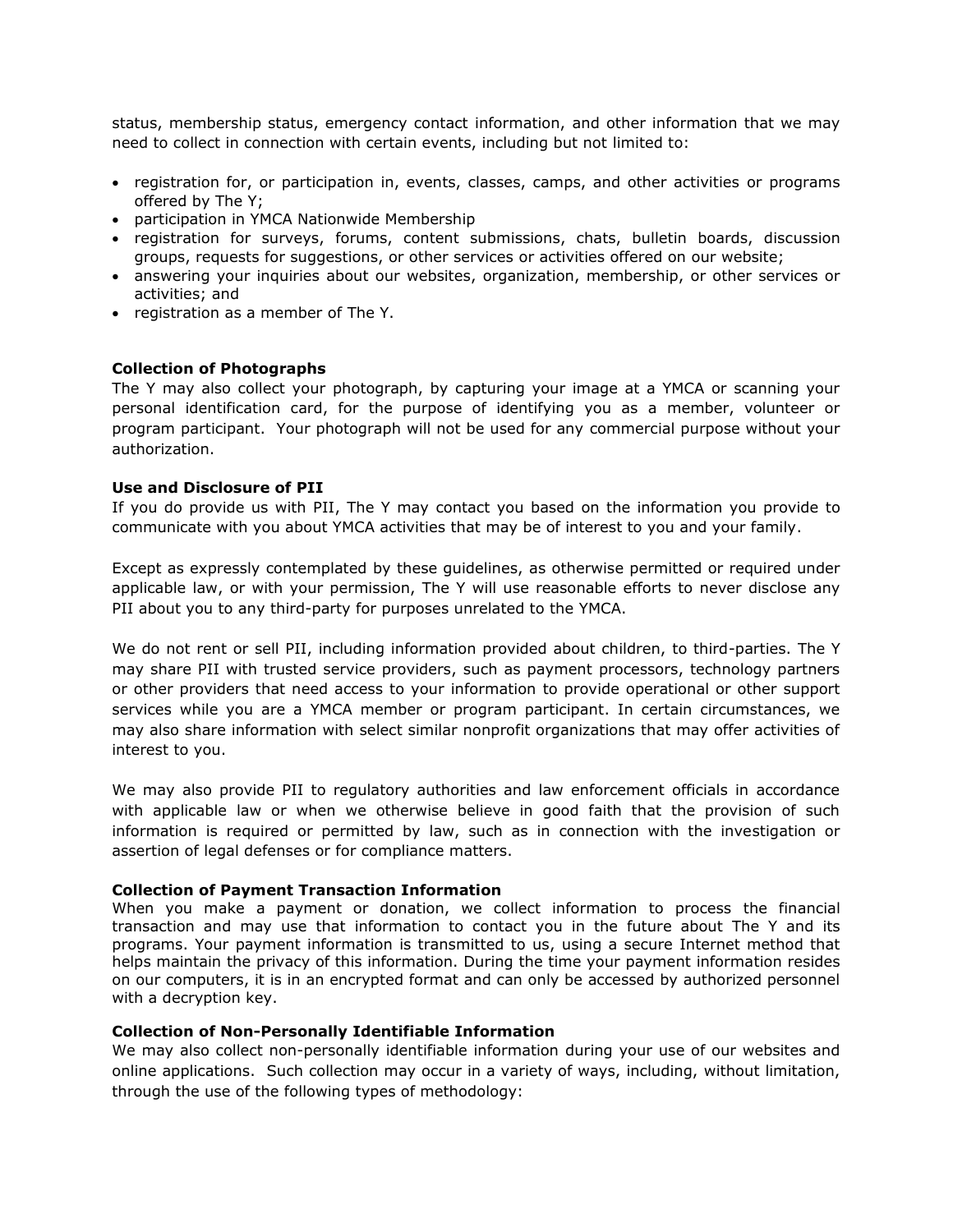status, membership status, emergency contact information, and other information that we may need to collect in connection with certain events, including but not limited to:

- registration for, or participation in, events, classes, camps, and other activities or programs offered by The Y;
- participation in YMCA Nationwide Membership
- registration for surveys, forums, content submissions, chats, bulletin boards, discussion groups, requests for suggestions, or other services or activities offered on our website;
- answering your inquiries about our websites, organization, membership, or other services or activities; and
- registration as a member of The Y.

**Collection of Photographs**

The Y may also collect your photograph, by capturing your image at a YMCA or scanning your personal identification card, for the purpose of identifying you as a member, volunteer or program participant. Your photograph will not be used for any commercial purpose without your authorization.

**Use and Disclosure of PII**

If you do provide us with PII, The Y may contact you based on the information you provide to communicate with you about YMCA activities that may be of interest to you and your family.

Except as expressly contemplated by these guidelines, as otherwise permitted or required under applicable law, or with your permission, The Y will use reasonable efforts to never disclose any PII about you to any third-party for purposes unrelated to the YMCA.

We do not rent or sell PII, including information provided about children, to third-parties. The Y may share PII with trusted service providers, such as payment processors, technology partners or other providers that need access to your information to provide operational or other support services while you are a YMCA member or program participant. In certain circumstances, we may also share information with select similar nonprofit organizations that may offer activities of interest to you.

We may also provide PII to regulatory authorities and law enforcement officials in accordance with applicable law or when we otherwise believe in good faith that the provision of such information is required or permitted by law, such as in connection with the investigation or assertion of legal defenses or for compliance matters.

**Collection of Payment Transaction Information**

When you make a payment or donation, we collect information to process the financial transaction and may use that information to contact you in the future about The Y and its programs. Your payment information is transmitted to us, using a secure Internet method that helps maintain the privacy of this information. During the time your payment information resides on our computers, it is in an encrypted format and can only be accessed by authorized personnel with a decryption key.

**Collection of Non-Personally Identifiable Information**

We may also collect non-personally identifiable information during your use of our websites and online applications. Such collection may occur in a variety of ways, including, without limitation, through the use of the following types of methodology: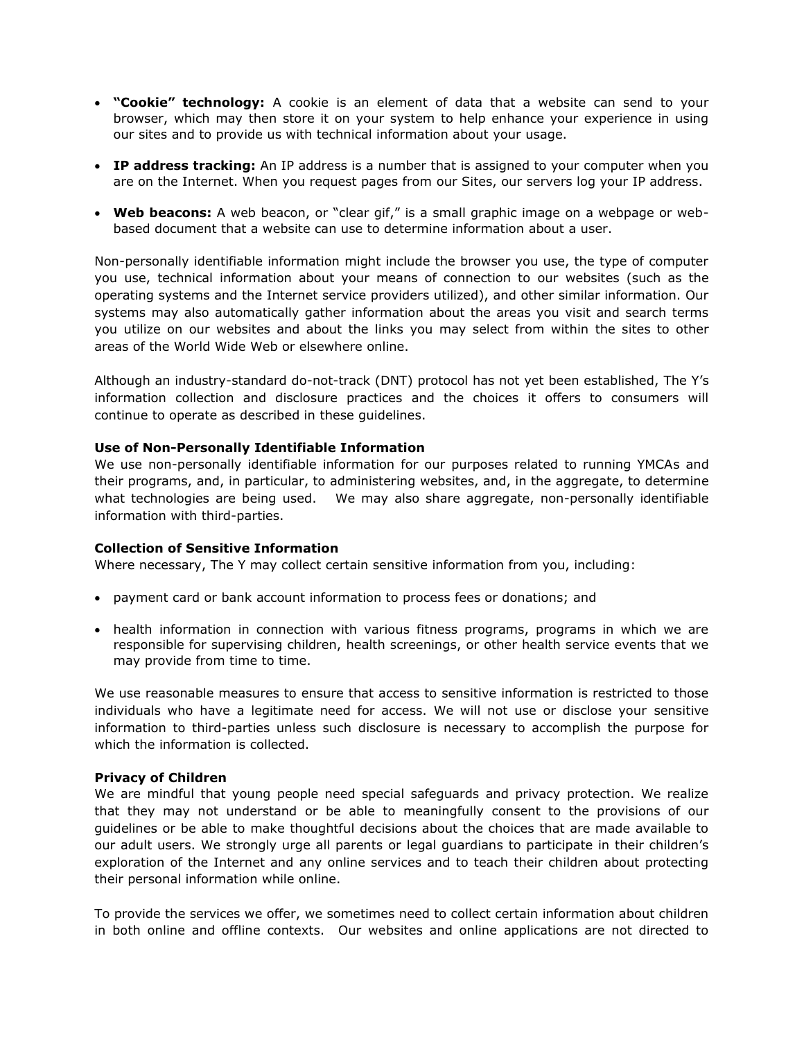- **"Cookie" technology:** A cookie is an element of data that a website can send to your browser, which may then store it on your system to help enhance your experience in using our sites and to provide us with technical information about your usage.

- **IP address tracking:** An IP address is a number that is assigned to your computer when you are on the Internet. When you request pages from our Sites, our servers log your IP address.

- **Web beacons:** A web beacon, or "clear gif," is a small graphic image on a webpage or web-based document that a website can use to determine information about a user.

Non-personally identifiable information might include the browser you use, the type of computer you use, technical information about your means of connection to our websites (such as the operating systems and the Internet service providers utilized), and other similar information. Our systems may also automatically gather information about the areas you visit and search terms you utilize on our websites and about the links you may select from within the sites to other areas of the World Wide Web or elsewhere online.

Although an industry-standard do-not-track (DNT) protocol has not yet been established, The Y's information collection and disclosure practices and the choices it offers to consumers will continue to operate as described in these guidelines.

**Use of Non-Personally Identifiable Information**

We use non-personally identifiable information for our purposes related to running YMCAs and their programs, and, in particular, to administering websites, and, in the aggregate, to determine what technologies are being used. We may also share aggregate, non-personally identifiable information with third-parties.

**Collection of Sensitive Information**

Where necessary, The Y may collect certain sensitive information from you, including:

- payment card or bank account information to process fees or donations; and

- health information in connection with various fitness programs, programs in which we are responsible for supervising children, health screenings, or other health service events that we may provide from time to time.

We use reasonable measures to ensure that access to sensitive information is restricted to those individuals who have a legitimate need for access. We will not use or disclose your sensitive information to third-parties unless such disclosure is necessary to accomplish the purpose for which the information is collected.

**Privacy of Children**

We are mindful that young people need special safeguards and privacy protection. We realize that they may not understand or be able to meaningfully consent to the provisions of our guidelines or be able to make thoughtful decisions about the choices that are made available to our adult users. We strongly urge all parents or legal guardians to participate in their children's exploration of the Internet and any online services and to teach their children about protecting their personal information while online.

To provide the services we offer, we sometimes need to collect certain information about children in both online and offline contexts. Our websites and online applications are not directed to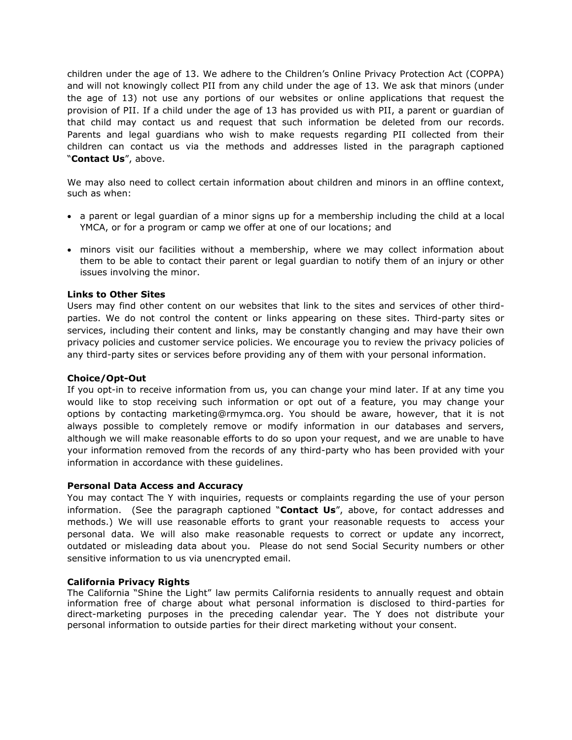children under the age of 13. We adhere to the Children's Online Privacy Protection Act (COPPA) and will not knowingly collect PII from any child under the age of 13. We ask that minors (under the age of 13) not use any portions of our websites or online applications that request the provision of PII. If a child under the age of 13 has provided us with PII, a parent or guardian of that child may contact us and request that such information be deleted from our records. Parents and legal guardians who wish to make requests regarding PII collected from their children can contact us via the methods and addresses listed in the paragraph captioned "**Contact Us**", above.

We may also need to collect certain information about children and minors in an offline context, such as when:

- a parent or legal guardian of a minor signs up for a membership including the child at a local YMCA, or for a program or camp we offer at one of our locations; and
- minors visit our facilities without a membership, where we may collect information about them to be able to contact their parent or legal guardian to notify them of an injury or other issues involving the minor.

**Links to Other Sites**

Users may find other content on our websites that link to the sites and services of other third-parties. We do not control the content or links appearing on these sites. Third-party sites or services, including their content and links, may be constantly changing and may have their own privacy policies and customer service policies. We encourage you to review the privacy policies of any third-party sites or services before providing any of them with your personal information.

**Choice/Opt-Out**

If you opt-in to receive information from us, you can change your mind later. If at any time you would like to stop receiving such information or opt out of a feature, you may change your options by contacting marketing@rmymca.org. You should be aware, however, that it is not always possible to completely remove or modify information in our databases and servers, although we will make reasonable efforts to do so upon your request, and we are unable to have your information removed from the records of any third-party who has been provided with your information in accordance with these guidelines.

**Personal Data Access and Accuracy**

You may contact The Y with inquiries, requests or complaints regarding the use of your person information. (See the paragraph captioned "**Contact Us**", above, for contact addresses and methods.) We will use reasonable efforts to grant your reasonable requests to access your personal data. We will also make reasonable requests to correct or update any incorrect, outdated or misleading data about you. Please do not send Social Security numbers or other sensitive information to us via unencrypted email.

**California Privacy Rights**

The California "Shine the Light" law permits California residents to annually request and obtain information free of charge about what personal information is disclosed to third-parties for direct-marketing purposes in the preceding calendar year. The Y does not distribute your personal information to outside parties for their direct marketing without your consent.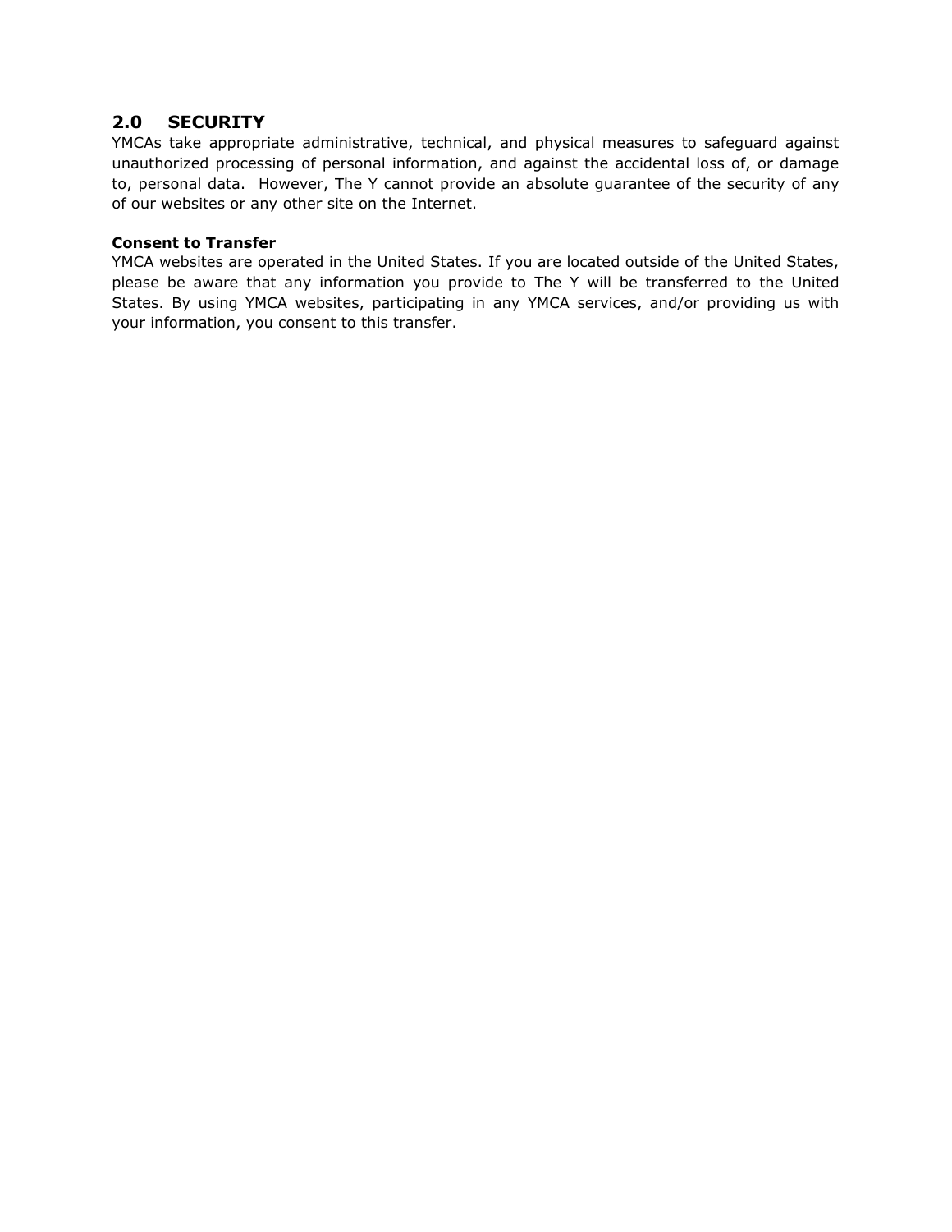## 2.0 SECURITY

YMCAs take appropriate administrative, technical, and physical measures to safeguard against unauthorized processing of personal information, and against the accidental loss of, or damage to, personal data. However, The Y cannot provide an absolute guarantee of the security of any of our websites or any other site on the Internet.

**Consent to Transfer**

YMCA websites are operated in the United States. If you are located outside of the United States, please be aware that any information you provide to The Y will be transferred to the United States. By using YMCA websites, participating in any YMCA services, and/or providing us with your information, you consent to this transfer.